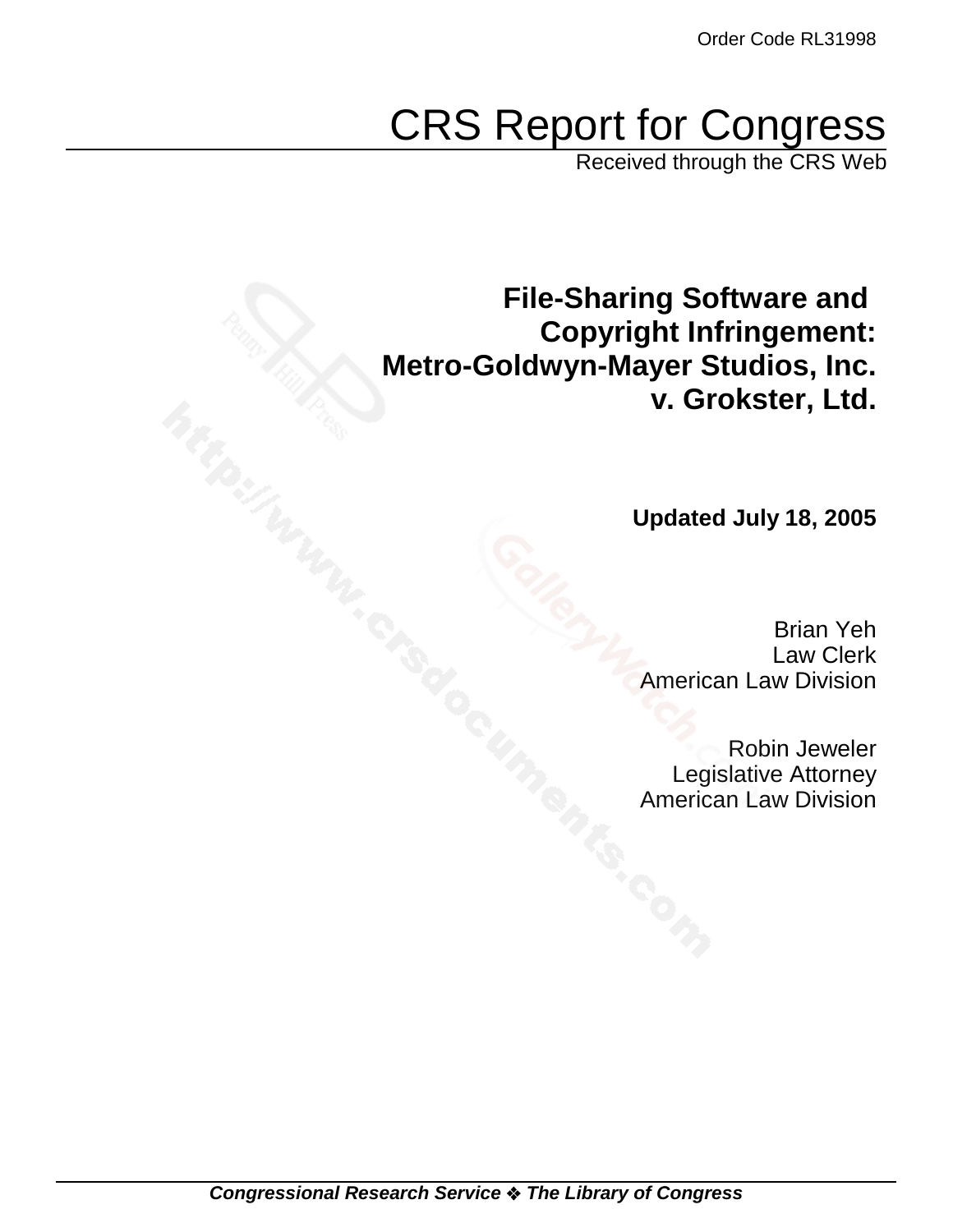Order Code RL31998

# CRS Report for Congress

Received through the CRS Web

## File-Sharing Software and Copyright Infringement: Metro-Goldwyn-Mayer Studios, Inc. v. Grokster, Ltd.

**Updated July 18, 2005**

Brian Yeh
Law Clerk
American Law Division

Robin Jeweler
Legislative Attorney
American Law Division

*Congressional Research Service ❖ The Library of Congress*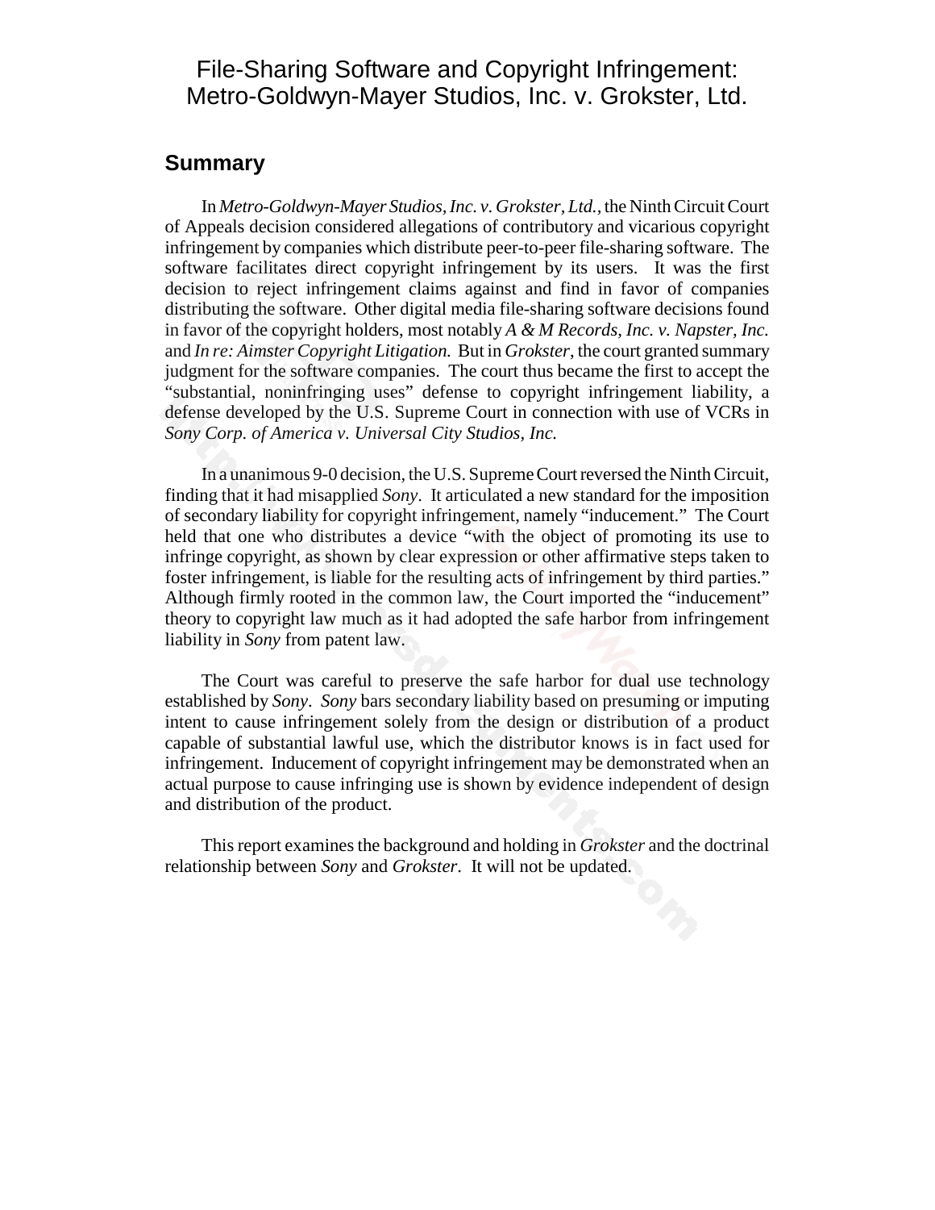# File-Sharing Software and Copyright Infringement: Metro-Goldwyn-Mayer Studios, Inc. v. Grokster, Ltd.

## Summary

In *Metro-Goldwyn-Mayer Studios, Inc. v. Grokster, Ltd.*, the Ninth Circuit Court of Appeals decision considered allegations of contributory and vicarious copyright infringement by companies which distribute peer-to-peer file-sharing software. The software facilitates direct copyright infringement by its users. It was the first decision to reject infringement claims against and find in favor of companies distributing the software. Other digital media file-sharing software decisions found in favor of the copyright holders, most notably *A & M Records, Inc. v. Napster, Inc.* and *In re: Aimster Copyright Litigation.* But in *Grokster*, the court granted summary judgment for the software companies. The court thus became the first to accept the "substantial, noninfringing uses" defense to copyright infringement liability, a defense developed by the U.S. Supreme Court in connection with use of VCRs in *Sony Corp. of America v. Universal City Studios, Inc.*

In a unanimous 9-0 decision, the U.S. Supreme Court reversed the Ninth Circuit, finding that it had misapplied *Sony*. It articulated a new standard for the imposition of secondary liability for copyright infringement, namely "inducement." The Court held that one who distributes a device "with the object of promoting its use to infringe copyright, as shown by clear expression or other affirmative steps taken to foster infringement, is liable for the resulting acts of infringement by third parties." Although firmly rooted in the common law, the Court imported the "inducement" theory to copyright law much as it had adopted the safe harbor from infringement liability in *Sony* from patent law.

The Court was careful to preserve the safe harbor for dual use technology established by *Sony*. *Sony* bars secondary liability based on presuming or imputing intent to cause infringement solely from the design or distribution of a product capable of substantial lawful use, which the distributor knows is in fact used for infringement. Inducement of copyright infringement may be demonstrated when an actual purpose to cause infringing use is shown by evidence independent of design and distribution of the product.

This report examines the background and holding in *Grokster* and the doctrinal relationship between *Sony* and *Grokster*. It will not be updated.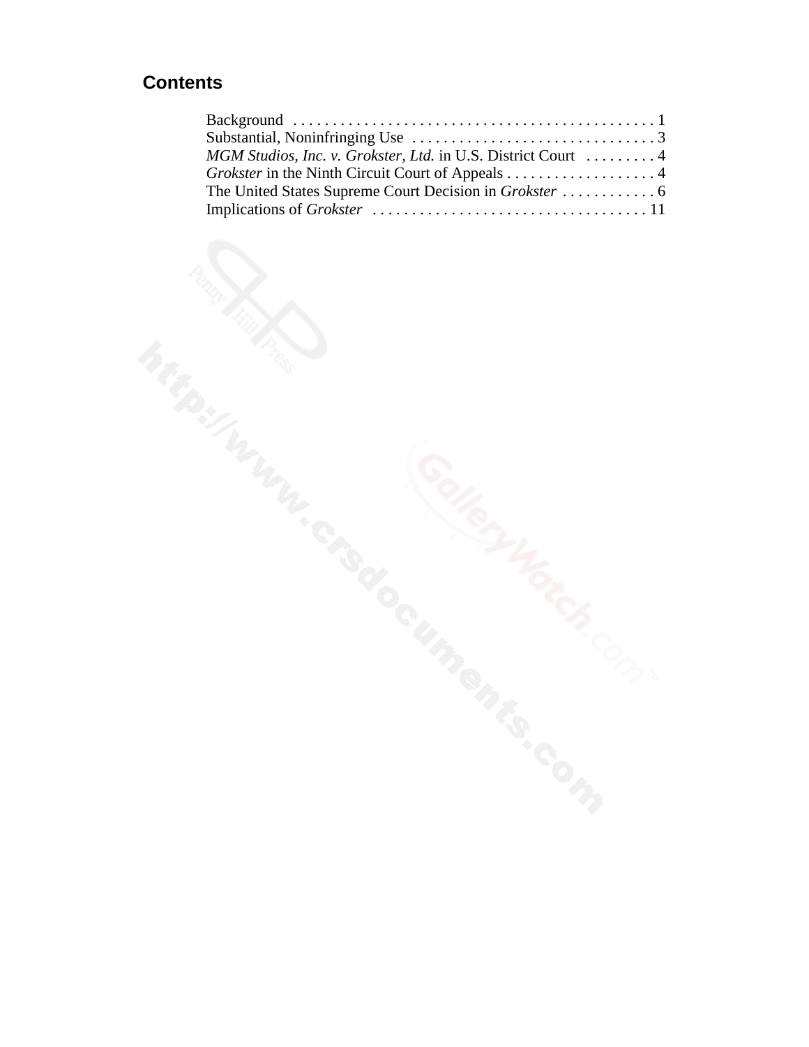## Contents

Background . . . . . . . . . . . . . . . . . . . . . . . . . . . . . . . . . . . . . . . . . . . . . 1
Substantial, Noninfringing Use . . . . . . . . . . . . . . . . . . . . . . . . . . . . . . . 3
*MGM Studios, Inc. v. Grokster, Ltd.* in U.S. District Court . . . . . . . . . 4
*Grokster* in the Ninth Circuit Court of Appeals . . . . . . . . . . . . . . . . . . . 4
The United States Supreme Court Decision in *Grokster* . . . . . . . . . . . . 6
Implications of *Grokster* . . . . . . . . . . . . . . . . . . . . . . . . . . . . . . . . . . . 11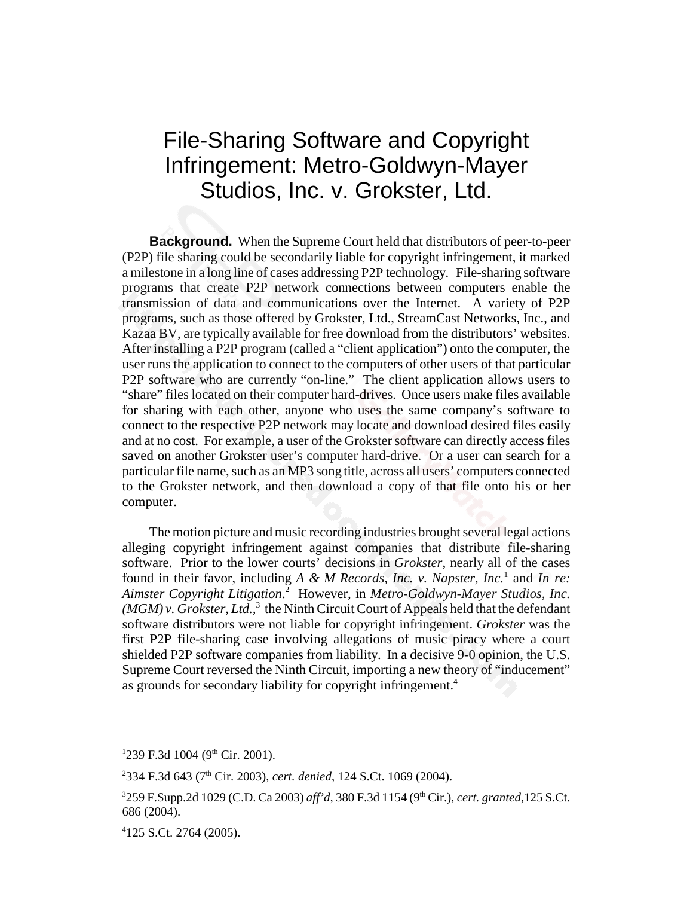# File-Sharing Software and Copyright Infringement: Metro-Goldwyn-Mayer Studios, Inc. v. Grokster, Ltd.

**Background.** When the Supreme Court held that distributors of peer-to-peer (P2P) file sharing could be secondarily liable for copyright infringement, it marked a milestone in a long line of cases addressing P2P technology. File-sharing software programs that create P2P network connections between computers enable the transmission of data and communications over the Internet. A variety of P2P programs, such as those offered by Grokster, Ltd., StreamCast Networks, Inc., and Kazaa BV, are typically available for free download from the distributors' websites. After installing a P2P program (called a "client application") onto the computer, the user runs the application to connect to the computers of other users of that particular P2P software who are currently "on-line." The client application allows users to "share" files located on their computer hard-drives. Once users make files available for sharing with each other, anyone who uses the same company's software to connect to the respective P2P network may locate and download desired files easily and at no cost. For example, a user of the Grokster software can directly access files saved on another Grokster user's computer hard-drive. Or a user can search for a particular file name, such as an MP3 song title, across all users' computers connected to the Grokster network, and then download a copy of that file onto his or her computer.

The motion picture and music recording industries brought several legal actions alleging copyright infringement against companies that distribute file-sharing software. Prior to the lower courts' decisions in *Grokster*, nearly all of the cases found in their favor, including *A & M Records, Inc. v. Napster, Inc.*[1] and *In re: Aimster Copyright Litigation*.[2] However, in *Metro-Goldwyn-Mayer Studios, Inc. (MGM) v. Grokster, Ltd.*,[3] the Ninth Circuit Court of Appeals held that the defendant software distributors were not liable for copyright infringement. *Grokster* was the first P2P file-sharing case involving allegations of music piracy where a court shielded P2P software companies from liability. In a decisive 9-0 opinion, the U.S. Supreme Court reversed the Ninth Circuit, importing a new theory of "inducement" as grounds for secondary liability for copyright infringement.[4]

---

[1] 239 F.3d 1004 (9th Cir. 2001).

[2] 334 F.3d 643 (7th Cir. 2003), *cert. denied*, 124 S.Ct. 1069 (2004).

[3] 259 F.Supp.2d 1029 (C.D. Ca 2003) *aff'd*, 380 F.3d 1154 (9th Cir.), *cert. granted*,125 S.Ct. 686 (2004).

[4] 125 S.Ct. 2764 (2005).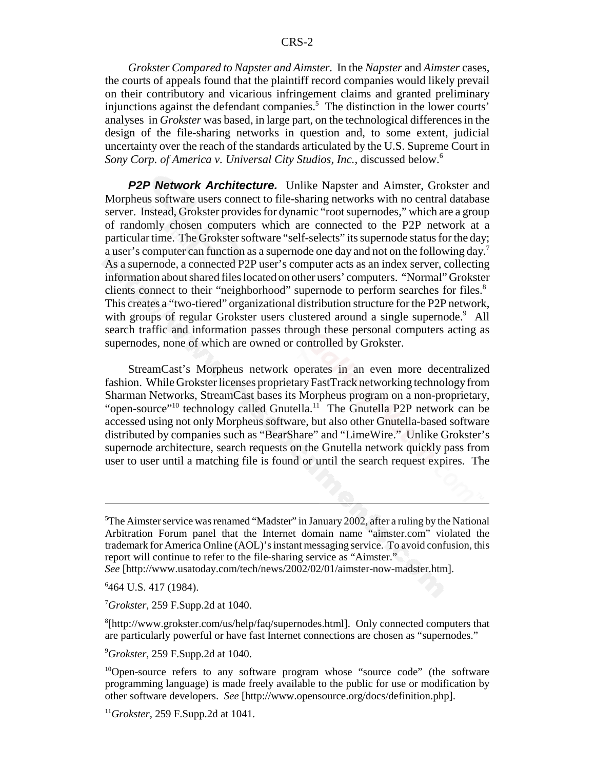*Grokster Compared to Napster and Aimster.* In the *Napster* and *Aimster* cases, the courts of appeals found that the plaintiff record companies would likely prevail on their contributory and vicarious infringement claims and granted preliminary injunctions against the defendant companies.[5] The distinction in the lower courts' analyses in *Grokster* was based, in large part, on the technological differences in the design of the file-sharing networks in question and, to some extent, judicial uncertainty over the reach of the standards articulated by the U.S. Supreme Court in *Sony Corp. of America v. Universal City Studios, Inc.*, discussed below.[6]

***P2P Network Architecture.*** Unlike Napster and Aimster, Grokster and Morpheus software users connect to file-sharing networks with no central database server. Instead, Grokster provides for dynamic "root supernodes," which are a group of randomly chosen computers which are connected to the P2P network at a particular time. The Grokster software "self-selects" its supernode status for the day; a user's computer can function as a supernode one day and not on the following day.[7] As a supernode, a connected P2P user's computer acts as an index server, collecting information about shared files located on other users' computers. "Normal" Grokster clients connect to their "neighborhood" supernode to perform searches for files.[8] This creates a "two-tiered" organizational distribution structure for the P2P network, with groups of regular Grokster users clustered around a single supernode.[9] All search traffic and information passes through these personal computers acting as supernodes, none of which are owned or controlled by Grokster.

StreamCast's Morpheus network operates in an even more decentralized fashion. While Grokster licenses proprietary FastTrack networking technology from Sharman Networks, StreamCast bases its Morpheus program on a non-proprietary, "open-source"[10] technology called Gnutella.[11] The Gnutella P2P network can be accessed using not only Morpheus software, but also other Gnutella-based software distributed by companies such as "BearShare" and "LimeWire." Unlike Grokster's supernode architecture, search requests on the Gnutella network quickly pass from user to user until a matching file is found or until the search request expires. The

---

[5]The Aimster service was renamed "Madster" in January 2002, after a ruling by the National Arbitration Forum panel that the Internet domain name "aimster.com" violated the trademark for America Online (AOL)'s instant messaging service. To avoid confusion, this report will continue to refer to the file-sharing service as "Aimster." *See* [http://www.usatoday.com/tech/news/2002/02/01/aimster-now-madster.htm].

[6]464 U.S. 417 (1984).

[7]*Grokster,* 259 F.Supp.2d at 1040.

[8][http://www.grokster.com/us/help/faq/supernodes.html]. Only connected computers that are particularly powerful or have fast Internet connections are chosen as "supernodes."

[9]*Grokster,* 259 F.Supp.2d at 1040.

[10]Open-source refers to any software program whose "source code" (the software programming language) is made freely available to the public for use or modification by other software developers. *See* [http://www.opensource.org/docs/definition.php].

[11]*Grokster,* 259 F.Supp.2d at 1041.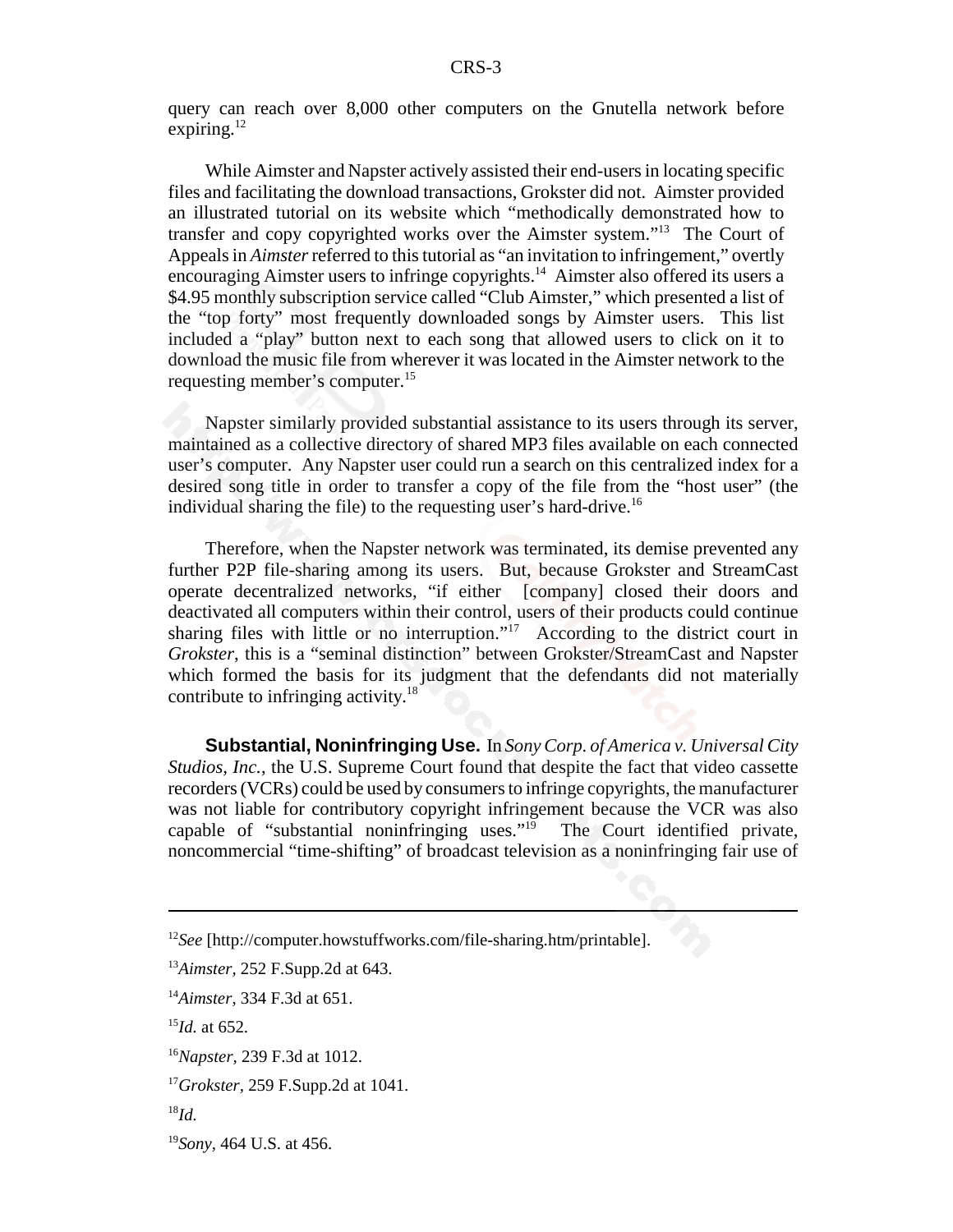query can reach over 8,000 other computers on the Gnutella network before expiring.[12]

While Aimster and Napster actively assisted their end-users in locating specific files and facilitating the download transactions, Grokster did not. Aimster provided an illustrated tutorial on its website which "methodically demonstrated how to transfer and copy copyrighted works over the Aimster system."[13] The Court of Appeals in *Aimster* referred to this tutorial as "an invitation to infringement," overtly encouraging Aimster users to infringe copyrights.[14] Aimster also offered its users a $4.95 monthly subscription service called "Club Aimster," which presented a list of the "top forty" most frequently downloaded songs by Aimster users. This list included a "play" button next to each song that allowed users to click on it to download the music file from wherever it was located in the Aimster network to the requesting member's computer.[15]

Napster similarly provided substantial assistance to its users through its server, maintained as a collective directory of shared MP3 files available on each connected user's computer. Any Napster user could run a search on this centralized index for a desired song title in order to transfer a copy of the file from the "host user" (the individual sharing the file) to the requesting user's hard-drive.[16]

Therefore, when the Napster network was terminated, its demise prevented any further P2P file-sharing among its users. But, because Grokster and StreamCast operate decentralized networks, "if either [company] closed their doors and deactivated all computers within their control, users of their products could continue sharing files with little or no interruption."[17] According to the district court in *Grokster*, this is a "seminal distinction" between Grokster/StreamCast and Napster which formed the basis for its judgment that the defendants did not materially contribute to infringing activity.[18]

**Substantial, Noninfringing Use.** In *Sony Corp. of America v. Universal City Studios, Inc.*, the U.S. Supreme Court found that despite the fact that video cassette recorders (VCRs) could be used by consumers to infringe copyrights, the manufacturer was not liable for contributory copyright infringement because the VCR was also capable of "substantial noninfringing uses."[19] The Court identified private, noncommercial "time-shifting" of broadcast television as a noninfringing fair use of

---

[12] *See* [http://computer.howstuffworks.com/file-sharing.htm/printable].

[13] *Aimster*, 252 F.Supp.2d at 643.

[14] *Aimster*, 334 F.3d at 651.

[15] *Id.* at 652.

[16] *Napster*, 239 F.3d at 1012.

[17] *Grokster*, 259 F.Supp.2d at 1041.

[18] *Id.*

[19] *Sony*, 464 U.S. at 456.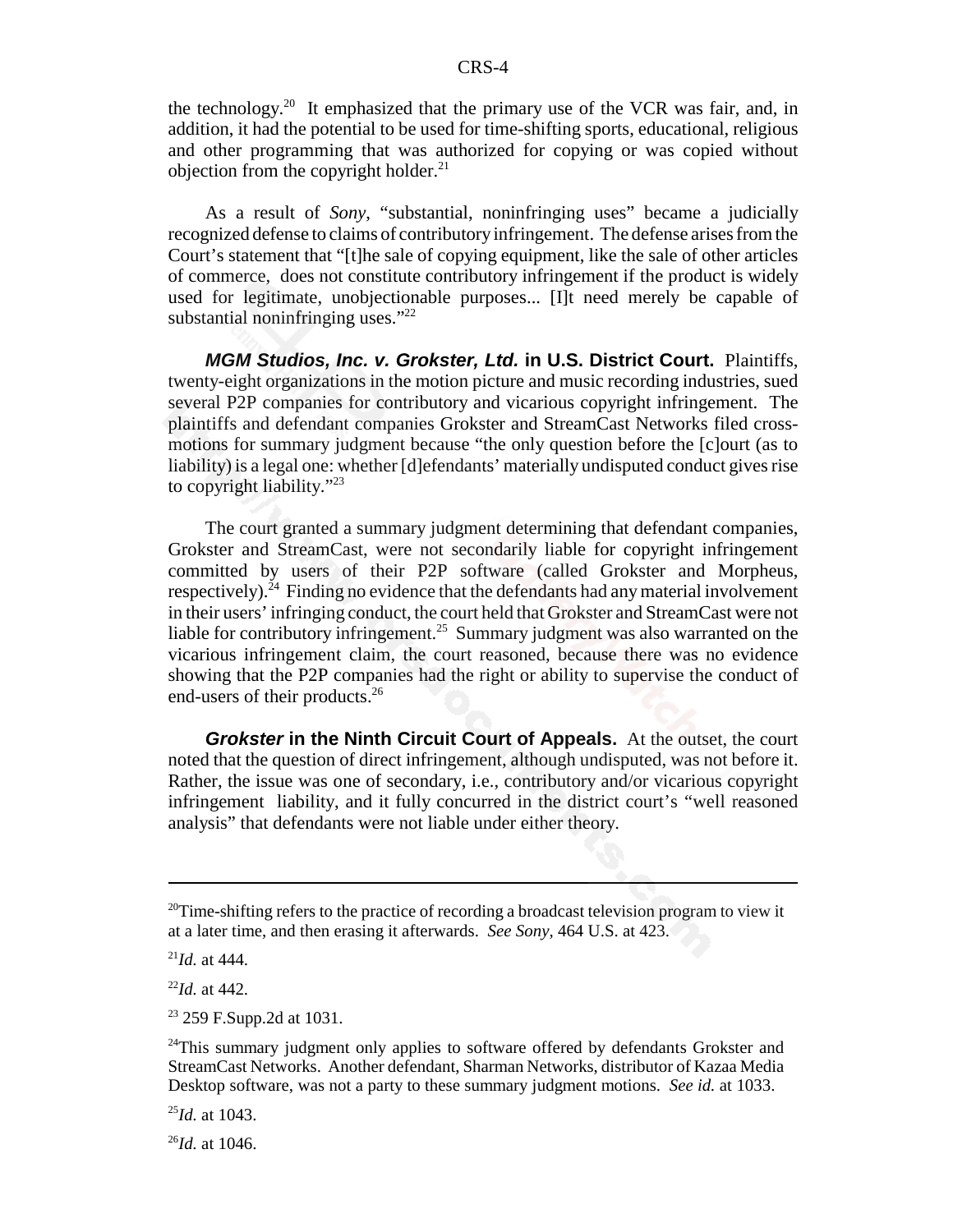the technology.[20] It emphasized that the primary use of the VCR was fair, and, in addition, it had the potential to be used for time-shifting sports, educational, religious and other programming that was authorized for copying or was copied without objection from the copyright holder.[21]

As a result of *Sony*, "substantial, noninfringing uses" became a judicially recognized defense to claims of contributory infringement. The defense arises from the Court's statement that "[t]he sale of copying equipment, like the sale of other articles of commerce, does not constitute contributory infringement if the product is widely used for legitimate, unobjectionable purposes... [I]t need merely be capable of substantial noninfringing uses."[22]

***MGM Studios, Inc. v. Grokster, Ltd.* in U.S. District Court.** Plaintiffs, twenty-eight organizations in the motion picture and music recording industries, sued several P2P companies for contributory and vicarious copyright infringement. The plaintiffs and defendant companies Grokster and StreamCast Networks filed cross-motions for summary judgment because "the only question before the [c]ourt (as to liability) is a legal one: whether [d]efendants' materially undisputed conduct gives rise to copyright liability."[23]

The court granted a summary judgment determining that defendant companies, Grokster and StreamCast, were not secondarily liable for copyright infringement committed by users of their P2P software (called Grokster and Morpheus, respectively).[24] Finding no evidence that the defendants had any material involvement in their users' infringing conduct, the court held that Grokster and StreamCast were not liable for contributory infringement.[25] Summary judgment was also warranted on the vicarious infringement claim, the court reasoned, because there was no evidence showing that the P2P companies had the right or ability to supervise the conduct of end-users of their products.[26]

***Grokster* in the Ninth Circuit Court of Appeals.** At the outset, the court noted that the question of direct infringement, although undisputed, was not before it. Rather, the issue was one of secondary, i.e., contributory and/or vicarious copyright infringement liability, and it fully concurred in the district court's "well reasoned analysis" that defendants were not liable under either theory.

---

[20] Time-shifting refers to the practice of recording a broadcast television program to view it at a later time, and then erasing it afterwards. *See Sony*, 464 U.S. at 423.

[21] *Id.* at 444.

[22] *Id.* at 442.

[23] 259 F.Supp.2d at 1031.

[24] This summary judgment only applies to software offered by defendants Grokster and StreamCast Networks. Another defendant, Sharman Networks, distributor of Kazaa Media Desktop software, was not a party to these summary judgment motions. *See id.* at 1033.

[25] *Id.* at 1043.

[26] *Id.* at 1046.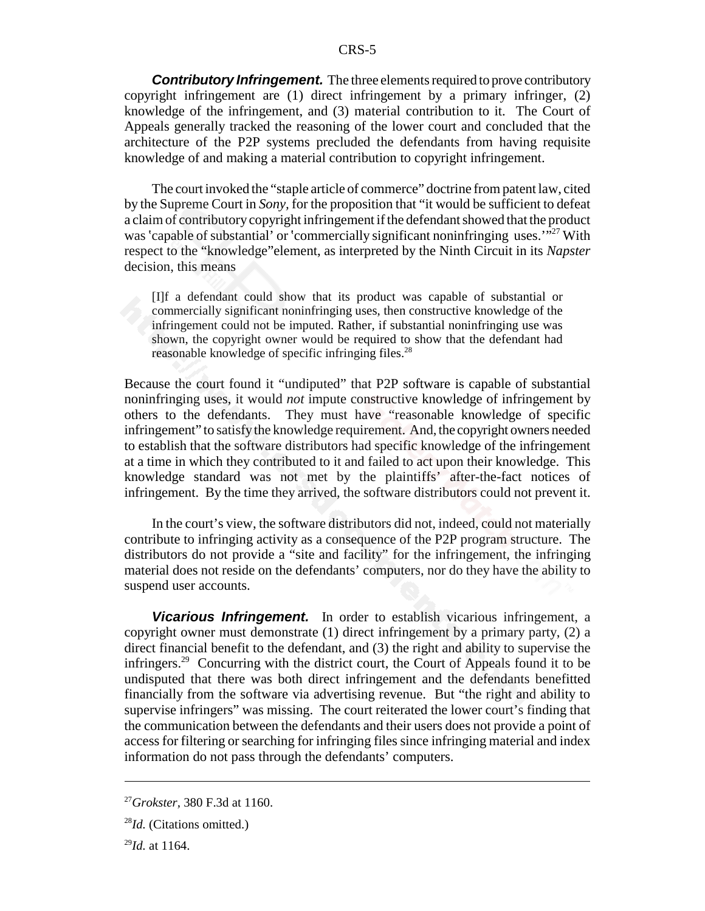***Contributory Infringement.*** The three elements required to prove contributory copyright infringement are (1) direct infringement by a primary infringer, (2) knowledge of the infringement, and (3) material contribution to it. The Court of Appeals generally tracked the reasoning of the lower court and concluded that the architecture of the P2P systems precluded the defendants from having requisite knowledge of and making a material contribution to copyright infringement.

The court invoked the "staple article of commerce" doctrine from patent law, cited by the Supreme Court in *Sony*, for the proposition that "it would be sufficient to defeat a claim of contributory copyright infringement if the defendant showed that the product was 'capable of substantial' or 'commercially significant noninfringing uses.'"[27] With respect to the "knowledge" element, as interpreted by the Ninth Circuit in its *Napster* decision, this means

> [I]f a defendant could show that its product was capable of substantial or commercially significant noninfringing uses, then constructive knowledge of the infringement could not be imputed. Rather, if substantial noninfringing use was shown, the copyright owner would be required to show that the defendant had reasonable knowledge of specific infringing files.[28]

Because the court found it "undisputed" that P2P software is capable of substantial noninfringing uses, it would *not* impute constructive knowledge of infringement by others to the defendants. They must have "reasonable knowledge of specific infringement" to satisfy the knowledge requirement. And, the copyright owners needed to establish that the software distributors had specific knowledge of the infringement at a time in which they contributed to it and failed to act upon their knowledge. This knowledge standard was not met by the plaintiffs' after-the-fact notices of infringement. By the time they arrived, the software distributors could not prevent it.

In the court's view, the software distributors did not, indeed, could not materially contribute to infringing activity as a consequence of the P2P program structure. The distributors do not provide a "site and facility" for the infringement, the infringing material does not reside on the defendants' computers, nor do they have the ability to suspend user accounts.

***Vicarious Infringement.*** In order to establish vicarious infringement, a copyright owner must demonstrate (1) direct infringement by a primary party, (2) a direct financial benefit to the defendant, and (3) the right and ability to supervise the infringers.[29] Concurring with the district court, the Court of Appeals found it to be undisputed that there was both direct infringement and the defendants benefitted financially from the software via advertising revenue. But "the right and ability to supervise infringers" was missing. The court reiterated the lower court's finding that the communication between the defendants and their users does not provide a point of access for filtering or searching for infringing files since infringing material and index information do not pass through the defendants' computers.

---

[27] *Grokster*, 380 F.3d at 1160.

[28] *Id.* (Citations omitted.)

[29] *Id.* at 1164.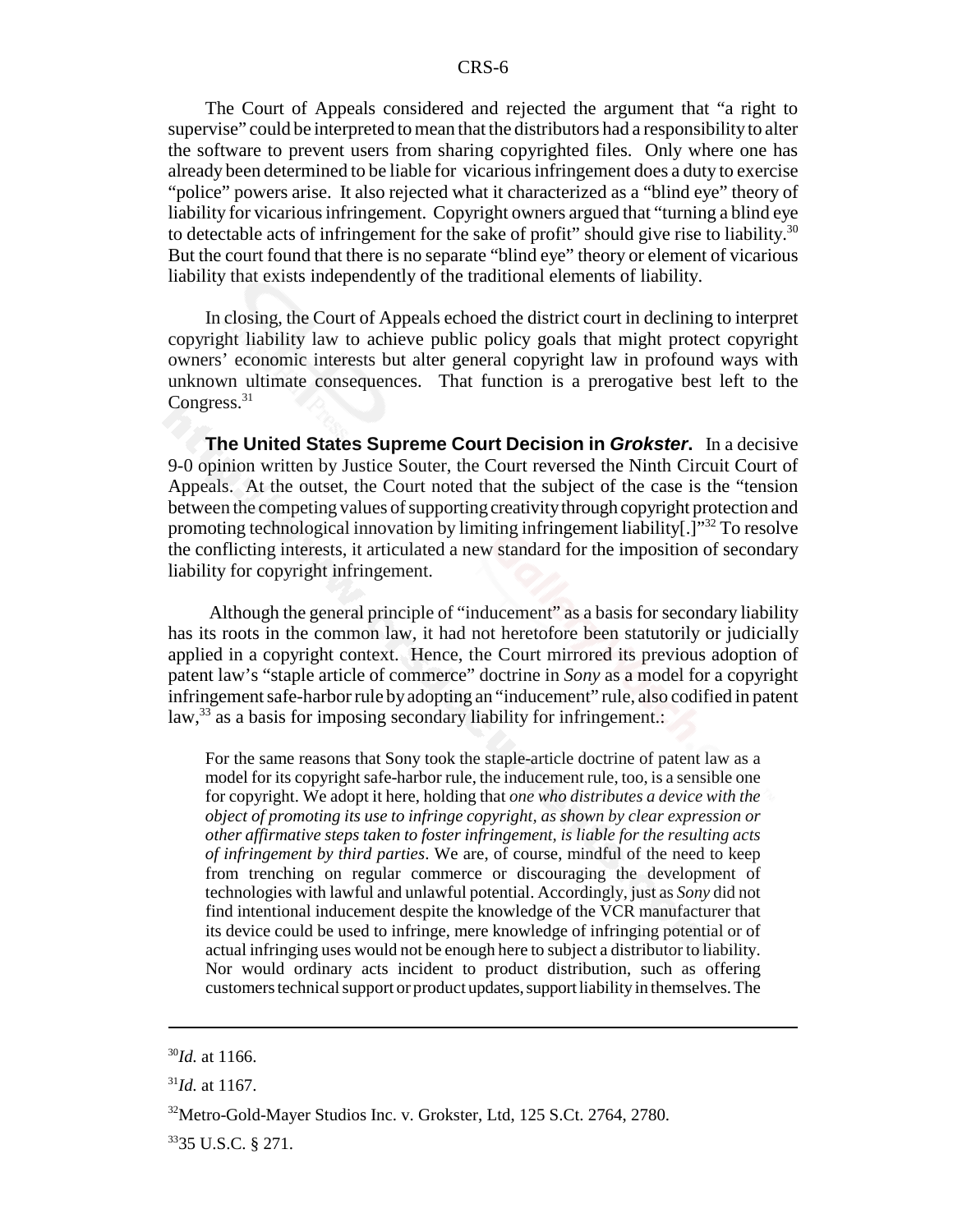The Court of Appeals considered and rejected the argument that "a right to supervise" could be interpreted to mean that the distributors had a responsibility to alter the software to prevent users from sharing copyrighted files. Only where one has already been determined to be liable for vicarious infringement does a duty to exercise "police" powers arise. It also rejected what it characterized as a "blind eye" theory of liability for vicarious infringement. Copyright owners argued that "turning a blind eye to detectable acts of infringement for the sake of profit" should give rise to liability.[30] But the court found that there is no separate "blind eye" theory or element of vicarious liability that exists independently of the traditional elements of liability.

In closing, the Court of Appeals echoed the district court in declining to interpret copyright liability law to achieve public policy goals that might protect copyright owners' economic interests but alter general copyright law in profound ways with unknown ultimate consequences. That function is a prerogative best left to the Congress.[31]

**The United States Supreme Court Decision in *Grokster*.** In a decisive 9-0 opinion written by Justice Souter, the Court reversed the Ninth Circuit Court of Appeals. At the outset, the Court noted that the subject of the case is the "tension between the competing values of supporting creativity through copyright protection and promoting technological innovation by limiting infringement liability[.]"[32] To resolve the conflicting interests, it articulated a new standard for the imposition of secondary liability for copyright infringement.

Although the general principle of "inducement" as a basis for secondary liability has its roots in the common law, it had not heretofore been statutorily or judicially applied in a copyright context. Hence, the Court mirrored its previous adoption of patent law's "staple article of commerce" doctrine in *Sony* as a model for a copyright infringement safe-harbor rule by adopting an "inducement" rule, also codified in patent law,[33] as a basis for imposing secondary liability for infringement.:

> For the same reasons that Sony took the staple-article doctrine of patent law as a model for its copyright safe-harbor rule, the inducement rule, too, is a sensible one for copyright. We adopt it here, holding that *one who distributes a device with the object of promoting its use to infringe copyright, as shown by clear expression or other affirmative steps taken to foster infringement, is liable for the resulting acts of infringement by third parties*. We are, of course, mindful of the need to keep from trenching on regular commerce or discouraging the development of technologies with lawful and unlawful potential. Accordingly, just as *Sony* did not find intentional inducement despite the knowledge of the VCR manufacturer that its device could be used to infringe, mere knowledge of infringing potential or of actual infringing uses would not be enough here to subject a distributor to liability. Nor would ordinary acts incident to product distribution, such as offering customers technical support or product updates, support liability in themselves. The

---

[30] *Id.* at 1166.

[31] *Id.* at 1167.

[32] Metro-Gold-Mayer Studios Inc. v. Grokster, Ltd, 125 S.Ct. 2764, 2780.

[33] 35 U.S.C. § 271.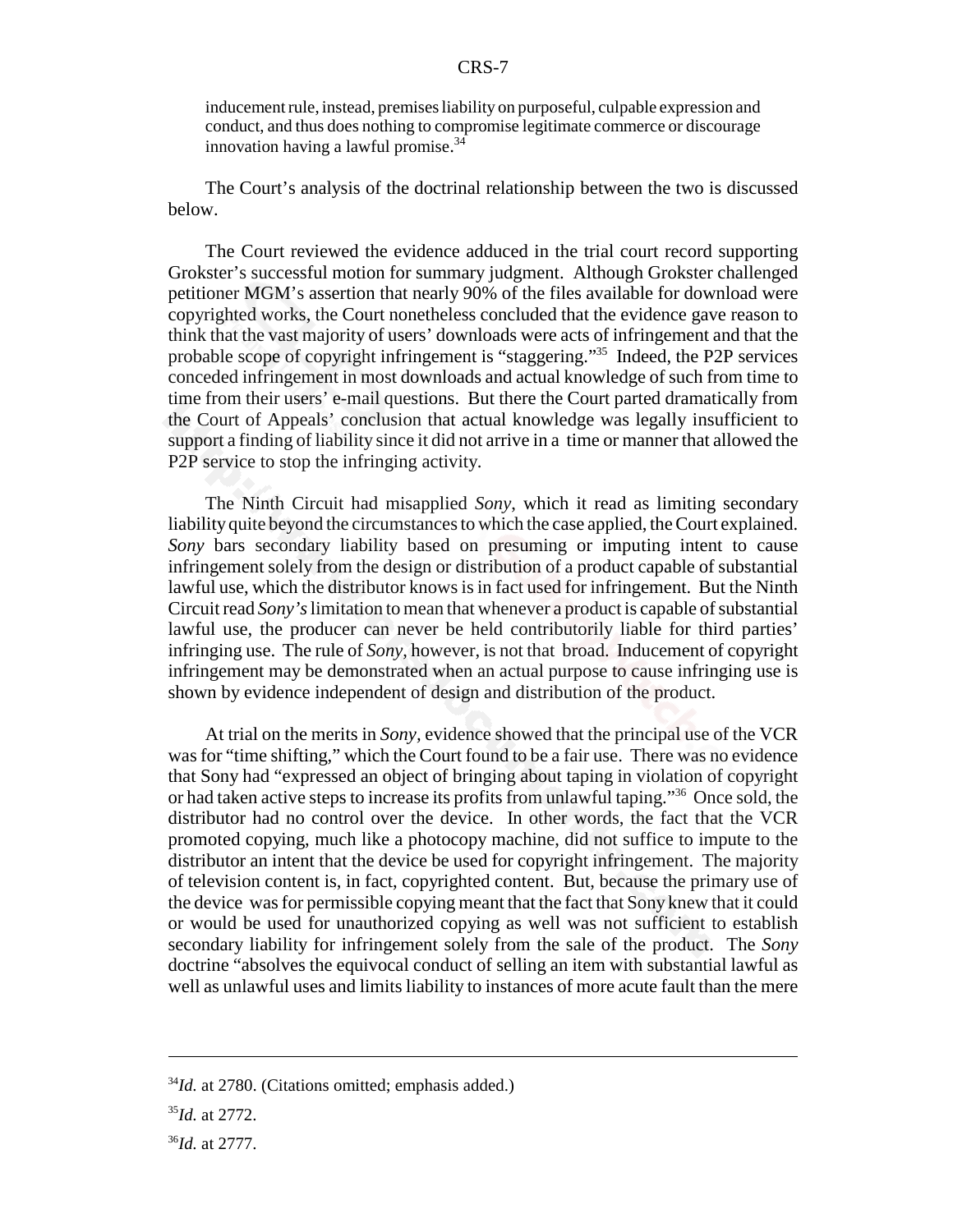inducement rule, instead, premises liability on purposeful, culpable expression and conduct, and thus does nothing to compromise legitimate commerce or discourage innovation having a lawful promise.[34]

The Court's analysis of the doctrinal relationship between the two is discussed below.

The Court reviewed the evidence adduced in the trial court record supporting Grokster's successful motion for summary judgment. Although Grokster challenged petitioner MGM's assertion that nearly 90% of the files available for download were copyrighted works, the Court nonetheless concluded that the evidence gave reason to think that the vast majority of users' downloads were acts of infringement and that the probable scope of copyright infringement is "staggering."[35] Indeed, the P2P services conceded infringement in most downloads and actual knowledge of such from time to time from their users' e-mail questions. But there the Court parted dramatically from the Court of Appeals' conclusion that actual knowledge was legally insufficient to support a finding of liability since it did not arrive in a time or manner that allowed the P2P service to stop the infringing activity.

The Ninth Circuit had misapplied *Sony*, which it read as limiting secondary liability quite beyond the circumstances to which the case applied, the Court explained. *Sony* bars secondary liability based on presuming or imputing intent to cause infringement solely from the design or distribution of a product capable of substantial lawful use, which the distributor knows is in fact used for infringement. But the Ninth Circuit read *Sony's* limitation to mean that whenever a product is capable of substantial lawful use, the producer can never be held contributorily liable for third parties' infringing use. The rule of *Sony*, however, is not that broad. Inducement of copyright infringement may be demonstrated when an actual purpose to cause infringing use is shown by evidence independent of design and distribution of the product.

At trial on the merits in *Sony*, evidence showed that the principal use of the VCR was for "time shifting," which the Court found to be a fair use. There was no evidence that Sony had "expressed an object of bringing about taping in violation of copyright or had taken active steps to increase its profits from unlawful taping."[36] Once sold, the distributor had no control over the device. In other words, the fact that the VCR promoted copying, much like a photocopy machine, did not suffice to impute to the distributor an intent that the device be used for copyright infringement. The majority of television content is, in fact, copyrighted content. But, because the primary use of the device was for permissible copying meant that the fact that Sony knew that it could or would be used for unauthorized copying as well was not sufficient to establish secondary liability for infringement solely from the sale of the product. The *Sony* doctrine "absolves the equivocal conduct of selling an item with substantial lawful as well as unlawful uses and limits liability to instances of more acute fault than the mere

---

[34] *Id.* at 2780. (Citations omitted; emphasis added.)

[35] *Id.* at 2772.

[36] *Id.* at 2777.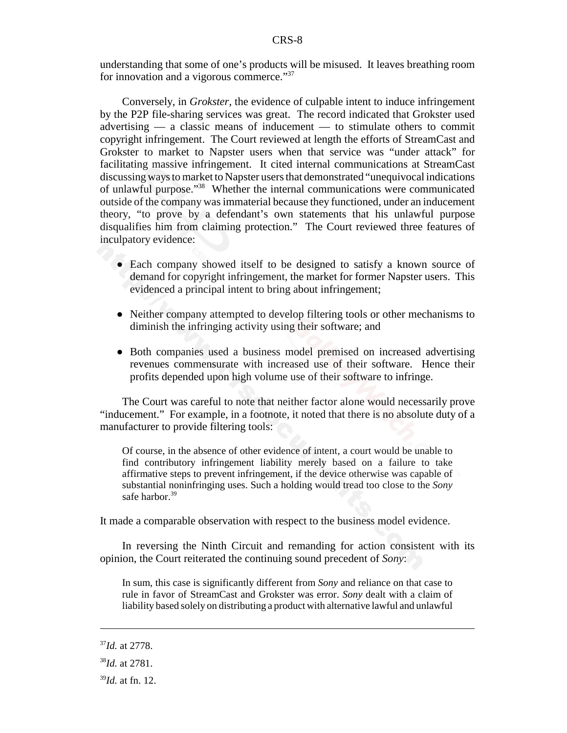understanding that some of one's products will be misused. It leaves breathing room for innovation and a vigorous commerce."[37]

Conversely, in *Grokster*, the evidence of culpable intent to induce infringement by the P2P file-sharing services was great. The record indicated that Grokster used advertising — a classic means of inducement — to stimulate others to commit copyright infringement. The Court reviewed at length the efforts of StreamCast and Grokster to market to Napster users when that service was "under attack" for facilitating massive infringement. It cited internal communications at StreamCast discussing ways to market to Napster users that demonstrated "unequivocal indications of unlawful purpose."[38] Whether the internal communications were communicated outside of the company was immaterial because they functioned, under an inducement theory, "to prove by a defendant's own statements that his unlawful purpose disqualifies him from claiming protection." The Court reviewed three features of inculpatory evidence:

- Each company showed itself to be designed to satisfy a known source of demand for copyright infringement, the market for former Napster users. This evidenced a principal intent to bring about infringement;
- Neither company attempted to develop filtering tools or other mechanisms to diminish the infringing activity using their software; and
- Both companies used a business model premised on increased advertising revenues commensurate with increased use of their software. Hence their profits depended upon high volume use of their software to infringe.

The Court was careful to note that neither factor alone would necessarily prove "inducement." For example, in a footnote, it noted that there is no absolute duty of a manufacturer to provide filtering tools:

> Of course, in the absence of other evidence of intent, a court would be unable to find contributory infringement liability merely based on a failure to take affirmative steps to prevent infringement, if the device otherwise was capable of substantial noninfringing uses. Such a holding would tread too close to the *Sony* safe harbor.[39]

It made a comparable observation with respect to the business model evidence.

In reversing the Ninth Circuit and remanding for action consistent with its opinion, the Court reiterated the continuing sound precedent of *Sony*:

> In sum, this case is significantly different from *Sony* and reliance on that case to rule in favor of StreamCast and Grokster was error. *Sony* dealt with a claim of liability based solely on distributing a product with alternative lawful and unlawful

---

[37] *Id.* at 2778.

[38] *Id.* at 2781.

[39] *Id.* at fn. 12.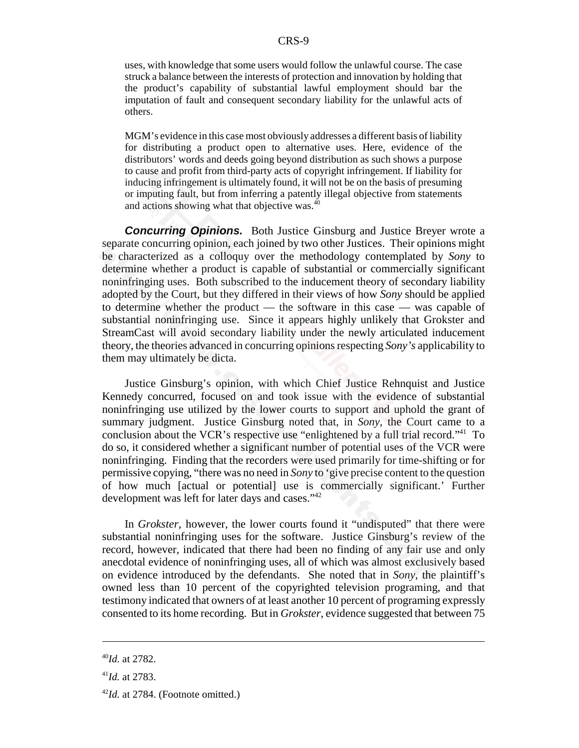> uses, with knowledge that some users would follow the unlawful course. The case struck a balance between the interests of protection and innovation by holding that the product's capability of substantial lawful employment should bar the imputation of fault and consequent secondary liability for the unlawful acts of others.
>
> MGM's evidence in this case most obviously addresses a different basis of liability for distributing a product open to alternative uses. Here, evidence of the distributors' words and deeds going beyond distribution as such shows a purpose to cause and profit from third-party acts of copyright infringement. If liability for inducing infringement is ultimately found, it will not be on the basis of presuming or imputing fault, but from inferring a patently illegal objective from statements and actions showing what that objective was.[40]

***Concurring Opinions.*** Both Justice Ginsburg and Justice Breyer wrote a separate concurring opinion, each joined by two other Justices. Their opinions might be characterized as a colloquy over the methodology contemplated by *Sony* to determine whether a product is capable of substantial or commercially significant noninfringing uses. Both subscribed to the inducement theory of secondary liability adopted by the Court, but they differed in their views of how *Sony* should be applied to determine whether the product — the software in this case — was capable of substantial noninfringing use. Since it appears highly unlikely that Grokster and StreamCast will avoid secondary liability under the newly articulated inducement theory, the theories advanced in concurring opinions respecting *Sony's* applicability to them may ultimately be dicta.

Justice Ginsburg's opinion, with which Chief Justice Rehnquist and Justice Kennedy concurred, focused on and took issue with the evidence of substantial noninfringing use utilized by the lower courts to support and uphold the grant of summary judgment. Justice Ginsburg noted that, in *Sony*, the Court came to a conclusion about the VCR's respective use "enlightened by a full trial record."[41] To do so, it considered whether a significant number of potential uses of the VCR were noninfringing. Finding that the recorders were used primarily for time-shifting or for permissive copying, "there was no need in *Sony* to 'give precise content to the question of how much [actual or potential] use is commercially significant.' Further development was left for later days and cases."[42]

In *Grokster*, however, the lower courts found it "undisputed" that there were substantial noninfringing uses for the software. Justice Ginsburg's review of the record, however, indicated that there had been no finding of any fair use and only anecdotal evidence of noninfringing uses, all of which was almost exclusively based on evidence introduced by the defendants. She noted that in *Sony*, the plaintiff's owned less than 10 percent of the copyrighted television programing, and that testimony indicated that owners of at least another 10 percent of programing expressly consented to its home recording. But in *Grokster*, evidence suggested that between 75

---

[40] *Id.* at 2782.

[41] *Id.* at 2783.

[42] *Id.* at 2784. (Footnote omitted.)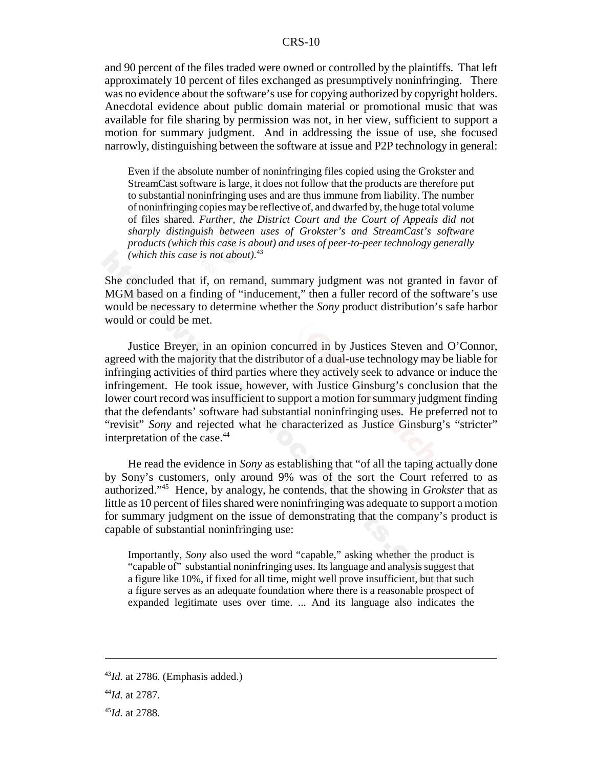and 90 percent of the files traded were owned or controlled by the plaintiffs. That left approximately 10 percent of files exchanged as presumptively noninfringing. There was no evidence about the software's use for copying authorized by copyright holders. Anecdotal evidence about public domain material or promotional music that was available for file sharing by permission was not, in her view, sufficient to support a motion for summary judgment. And in addressing the issue of use, she focused narrowly, distinguishing between the software at issue and P2P technology in general:

> Even if the absolute number of noninfringing files copied using the Grokster and StreamCast software is large, it does not follow that the products are therefore put to substantial noninfringing uses and are thus immune from liability. The number of noninfringing copies may be reflective of, and dwarfed by, the huge total volume of files shared. *Further, the District Court and the Court of Appeals did not sharply distinguish between uses of Grokster's and StreamCast's software products (which this case is about) and uses of peer-to-peer technology generally (which this case is not about).*[43]

She concluded that if, on remand, summary judgment was not granted in favor of MGM based on a finding of "inducement," then a fuller record of the software's use would be necessary to determine whether the *Sony* product distribution's safe harbor would or could be met.

Justice Breyer, in an opinion concurred in by Justices Steven and O'Connor, agreed with the majority that the distributor of a dual-use technology may be liable for infringing activities of third parties where they actively seek to advance or induce the infringement. He took issue, however, with Justice Ginsburg's conclusion that the lower court record was insufficient to support a motion for summary judgment finding that the defendants' software had substantial noninfringing uses. He preferred not to "revisit" *Sony* and rejected what he characterized as Justice Ginsburg's "stricter" interpretation of the case.[44]

He read the evidence in *Sony* as establishing that "of all the taping actually done by Sony's customers, only around 9% was of the sort the Court referred to as authorized."[45] Hence, by analogy, he contends, that the showing in *Grokster* that as little as 10 percent of files shared were noninfringing was adequate to support a motion for summary judgment on the issue of demonstrating that the company's product is capable of substantial noninfringing use:

> Importantly, *Sony* also used the word "capable," asking whether the product is "capable of" substantial noninfringing uses. Its language and analysis suggest that a figure like 10%, if fixed for all time, might well prove insufficient, but that such a figure serves as an adequate foundation where there is a reasonable prospect of expanded legitimate uses over time. ... And its language also indicates the

---

[43] *Id.* at 2786. (Emphasis added.)

[44] *Id.* at 2787.

[45] *Id.* at 2788.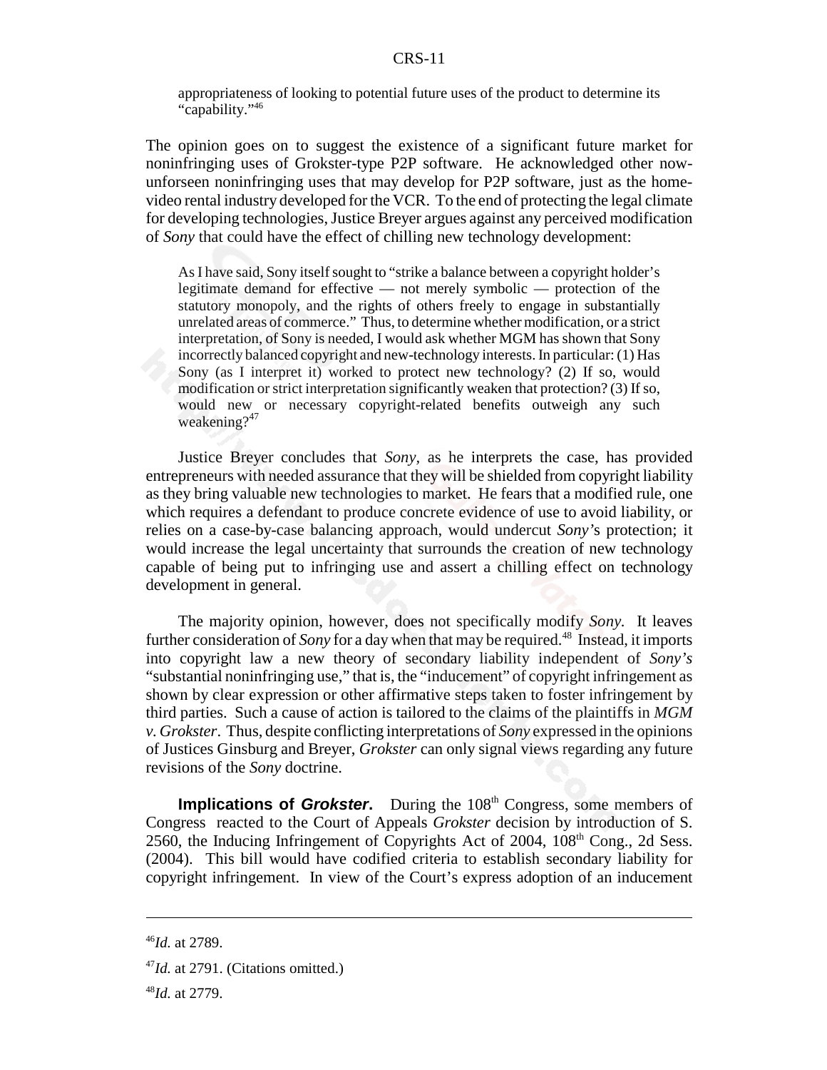appropriateness of looking to potential future uses of the product to determine its "capability."[46]

The opinion goes on to suggest the existence of a significant future market for noninfringing uses of Grokster-type P2P software. He acknowledged other now-unforseen noninfringing uses that may develop for P2P software, just as the home-video rental industry developed for the VCR. To the end of protecting the legal climate for developing technologies, Justice Breyer argues against any perceived modification of *Sony* that could have the effect of chilling new technology development:

> As I have said, Sony itself sought to "strike a balance between a copyright holder's legitimate demand for effective — not merely symbolic — protection of the statutory monopoly, and the rights of others freely to engage in substantially unrelated areas of commerce." Thus, to determine whether modification, or a strict interpretation, of Sony is needed, I would ask whether MGM has shown that Sony incorrectly balanced copyright and new-technology interests. In particular: (1) Has Sony (as I interpret it) worked to protect new technology? (2) If so, would modification or strict interpretation significantly weaken that protection? (3) If so, would new or necessary copyright-related benefits outweigh any such weakening?[47]

Justice Breyer concludes that *Sony,* as he interprets the case, has provided entrepreneurs with needed assurance that they will be shielded from copyright liability as they bring valuable new technologies to market. He fears that a modified rule, one which requires a defendant to produce concrete evidence of use to avoid liability, or relies on a case-by-case balancing approach, would undercut *Sony's* protection; it would increase the legal uncertainty that surrounds the creation of new technology capable of being put to infringing use and assert a chilling effect on technology development in general.

The majority opinion, however, does not specifically modify *Sony.* It leaves further consideration of *Sony* for a day when that may be required.[48] Instead, it imports into copyright law a new theory of secondary liability independent of *Sony's* "substantial noninfringing use," that is, the "inducement" of copyright infringement as shown by clear expression or other affirmative steps taken to foster infringement by third parties. Such a cause of action is tailored to the claims of the plaintiffs in *MGM v. Grokster*. Thus, despite conflicting interpretations of *Sony* expressed in the opinions of Justices Ginsburg and Breyer, *Grokster* can only signal views regarding any future revisions of the *Sony* doctrine.

**Implications of *Grokster*.** During the 108th Congress, some members of Congress reacted to the Court of Appeals *Grokster* decision by introduction of S. 2560, the Inducing Infringement of Copyrights Act of 2004, 108th Cong., 2d Sess. (2004). This bill would have codified criteria to establish secondary liability for copyright infringement. In view of the Court's express adoption of an inducement

---

[46] *Id.* at 2789.

[47] *Id.* at 2791. (Citations omitted.)

[48] *Id.* at 2779.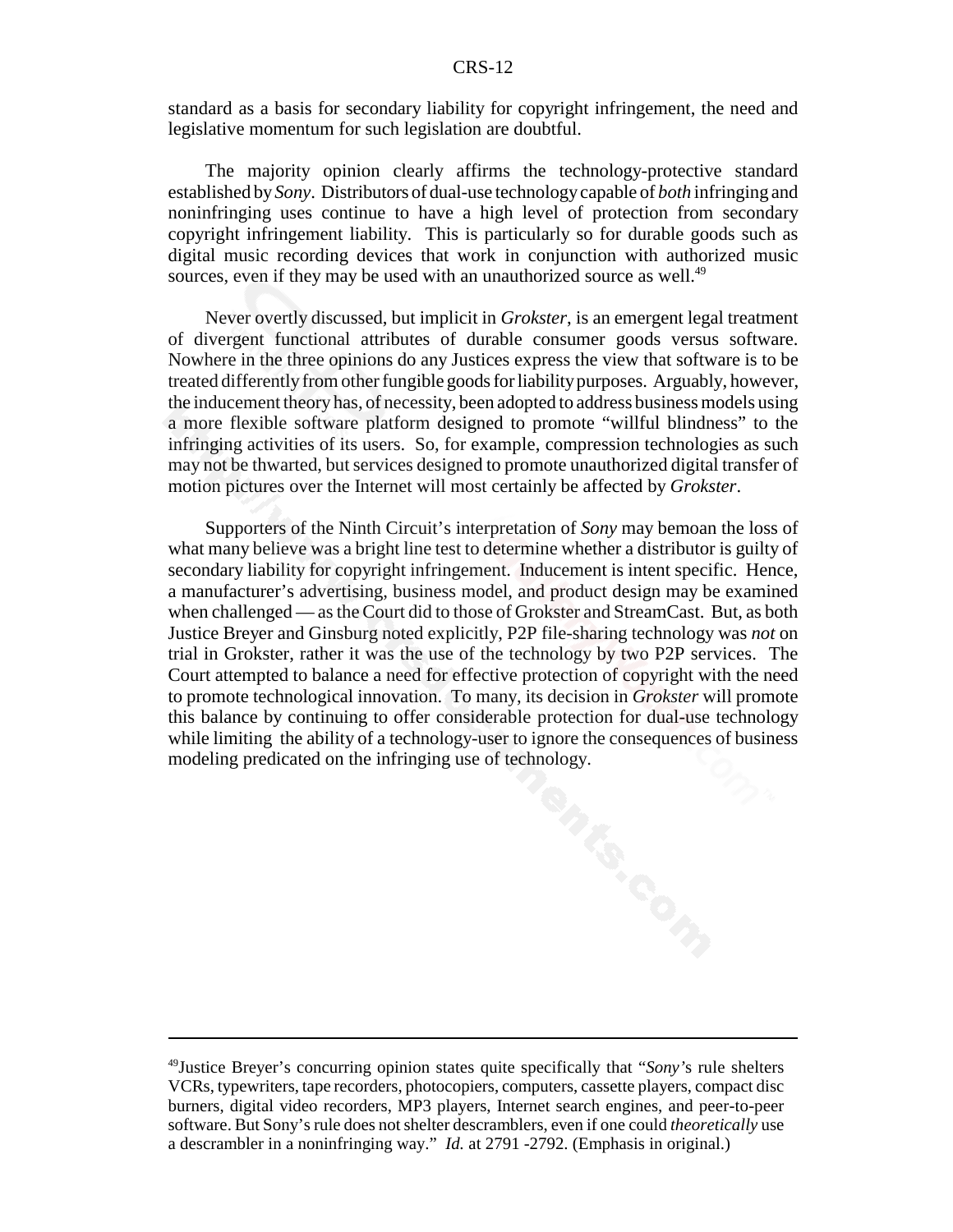standard as a basis for secondary liability for copyright infringement, the need and legislative momentum for such legislation are doubtful.

The majority opinion clearly affirms the technology-protective standard established by *Sony*. Distributors of dual-use technology capable of *both* infringing and noninfringing uses continue to have a high level of protection from secondary copyright infringement liability. This is particularly so for durable goods such as digital music recording devices that work in conjunction with authorized music sources, even if they may be used with an unauthorized source as well.[49]

Never overtly discussed, but implicit in *Grokster*, is an emergent legal treatment of divergent functional attributes of durable consumer goods versus software. Nowhere in the three opinions do any Justices express the view that software is to be treated differently from other fungible goods for liability purposes. Arguably, however, the inducement theory has, of necessity, been adopted to address business models using a more flexible software platform designed to promote "willful blindness" to the infringing activities of its users. So, for example, compression technologies as such may not be thwarted, but services designed to promote unauthorized digital transfer of motion pictures over the Internet will most certainly be affected by *Grokster*.

Supporters of the Ninth Circuit's interpretation of *Sony* may bemoan the loss of what many believe was a bright line test to determine whether a distributor is guilty of secondary liability for copyright infringement. Inducement is intent specific. Hence, a manufacturer's advertising, business model, and product design may be examined when challenged — as the Court did to those of Grokster and StreamCast. But, as both Justice Breyer and Ginsburg noted explicitly, P2P file-sharing technology was *not* on trial in Grokster, rather it was the use of the technology by two P2P services. The Court attempted to balance a need for effective protection of copyright with the need to promote technological innovation. To many, its decision in *Grokster* will promote this balance by continuing to offer considerable protection for dual-use technology while limiting the ability of a technology-user to ignore the consequences of business modeling predicated on the infringing use of technology.

---

[49]Justice Breyer's concurring opinion states quite specifically that "*Sony*'s rule shelters VCRs, typewriters, tape recorders, photocopiers, computers, cassette players, compact disc burners, digital video recorders, MP3 players, Internet search engines, and peer-to-peer software. But Sony's rule does not shelter descramblers, even if one could *theoretically* use a descrambler in a noninfringing way." *Id.* at 2791 -2792. (Emphasis in original.)